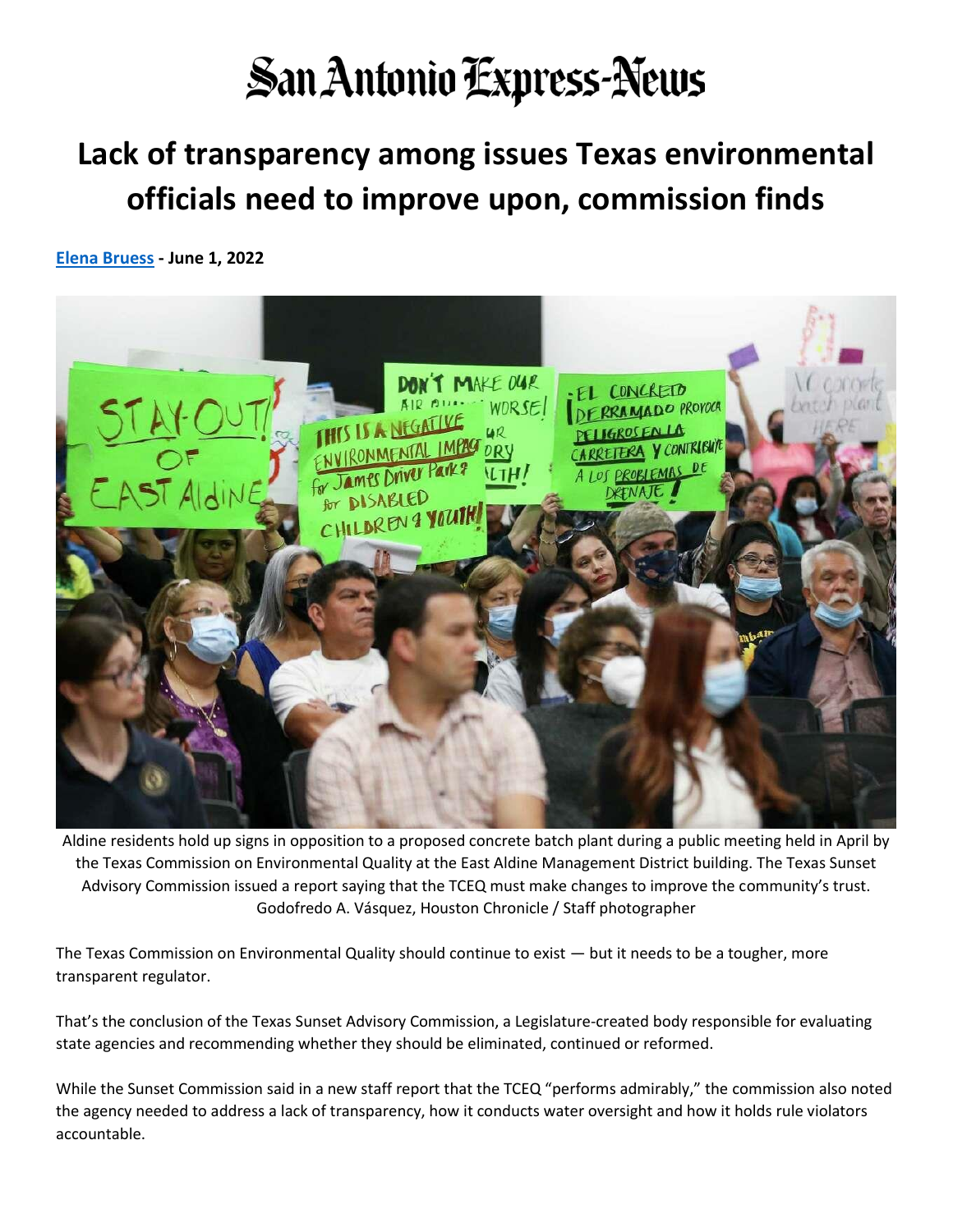San Antonio Express-News

# Lack of transparency among issues Texas environmental officials need to improve upon, commission finds

**Elena Bruess - June 1, 2022**

Aldine residents hold up signs in opposition to a proposed concrete batch plant during a public meeting held in April by the Texas Commission on Environmental Quality at the East Aldine Management District building. The Texas Sunset Advisory Commission issued a report saying that the TCEQ must make changes to improve the community's trust. Godofredo A. Vásquez, Houston Chronicle / Staff photographer

The Texas Commission on Environmental Quality should continue to exist — but it needs to be a tougher, more transparent regulator.

That's the conclusion of the Texas Sunset Advisory Commission, a Legislature-created body responsible for evaluating state agencies and recommending whether they should be eliminated, continued or reformed.

While the Sunset Commission said in a new staff report that the TCEQ "performs admirably," the commission also noted the agency needed to address a lack of transparency, how it conducts water oversight and how it holds rule violators accountable.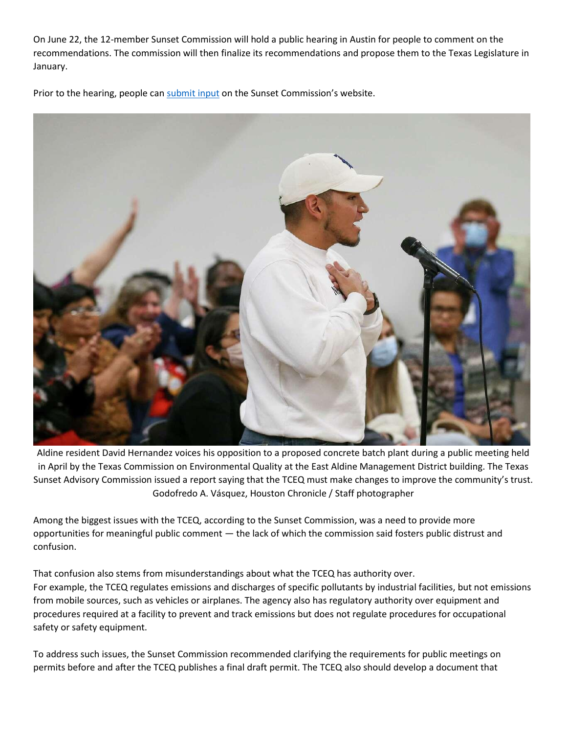On June 22, the 12-member Sunset Commission will hold a public hearing in Austin for people to comment on the recommendations. The commission will then finalize its recommendations and propose them to the Texas Legislature in January.

Prior to the hearing, people can submit input on the Sunset Commission's website.

Aldine resident David Hernandez voices his opposition to a proposed concrete batch plant during a public meeting held in April by the Texas Commission on Environmental Quality at the East Aldine Management District building. The Texas Sunset Advisory Commission issued a report saying that the TCEQ must make changes to improve the community's trust. Godofredo A. Vásquez, Houston Chronicle / Staff photographer

Among the biggest issues with the TCEQ, according to the Sunset Commission, was a need to provide more opportunities for meaningful public comment — the lack of which the commission said fosters public distrust and confusion.

That confusion also stems from misunderstandings about what the TCEQ has authority over.
For example, the TCEQ regulates emissions and discharges of specific pollutants by industrial facilities, but not emissions from mobile sources, such as vehicles or airplanes. The agency also has regulatory authority over equipment and procedures required at a facility to prevent and track emissions but does not regulate procedures for occupational safety or safety equipment.

To address such issues, the Sunset Commission recommended clarifying the requirements for public meetings on permits before and after the TCEQ publishes a final draft permit. The TCEQ also should develop a document that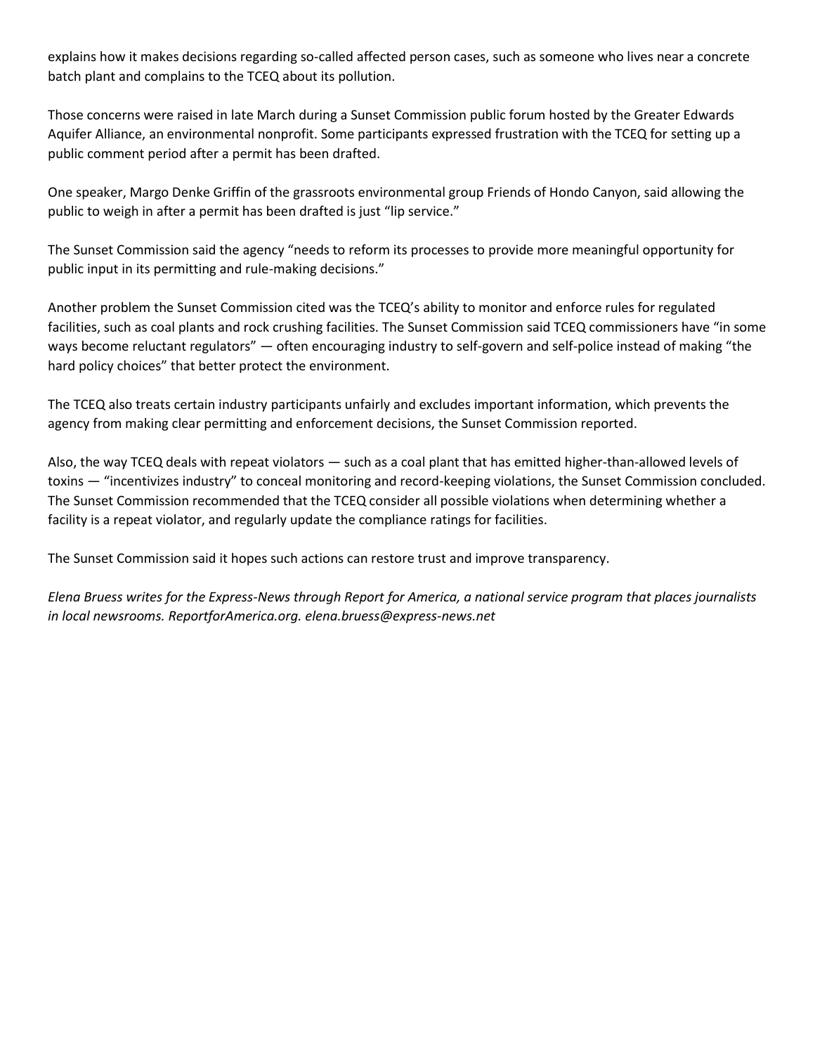explains how it makes decisions regarding so-called affected person cases, such as someone who lives near a concrete batch plant and complains to the TCEQ about its pollution.

Those concerns were raised in late March during a Sunset Commission public forum hosted by the Greater Edwards Aquifer Alliance, an environmental nonprofit. Some participants expressed frustration with the TCEQ for setting up a public comment period after a permit has been drafted.

One speaker, Margo Denke Griffin of the grassroots environmental group Friends of Hondo Canyon, said allowing the public to weigh in after a permit has been drafted is just "lip service."

The Sunset Commission said the agency "needs to reform its processes to provide more meaningful opportunity for public input in its permitting and rule-making decisions."

Another problem the Sunset Commission cited was the TCEQ's ability to monitor and enforce rules for regulated facilities, such as coal plants and rock crushing facilities. The Sunset Commission said TCEQ commissioners have "in some ways become reluctant regulators" — often encouraging industry to self-govern and self-police instead of making "the hard policy choices" that better protect the environment.

The TCEQ also treats certain industry participants unfairly and excludes important information, which prevents the agency from making clear permitting and enforcement decisions, the Sunset Commission reported.

Also, the way TCEQ deals with repeat violators — such as a coal plant that has emitted higher-than-allowed levels of toxins — "incentivizes industry" to conceal monitoring and record-keeping violations, the Sunset Commission concluded. The Sunset Commission recommended that the TCEQ consider all possible violations when determining whether a facility is a repeat violator, and regularly update the compliance ratings for facilities.

The Sunset Commission said it hopes such actions can restore trust and improve transparency.

*Elena Bruess writes for the Express-News through Report for America, a national service program that places journalists in local newsrooms. ReportforAmerica.org. elena.bruess@express-news.net*